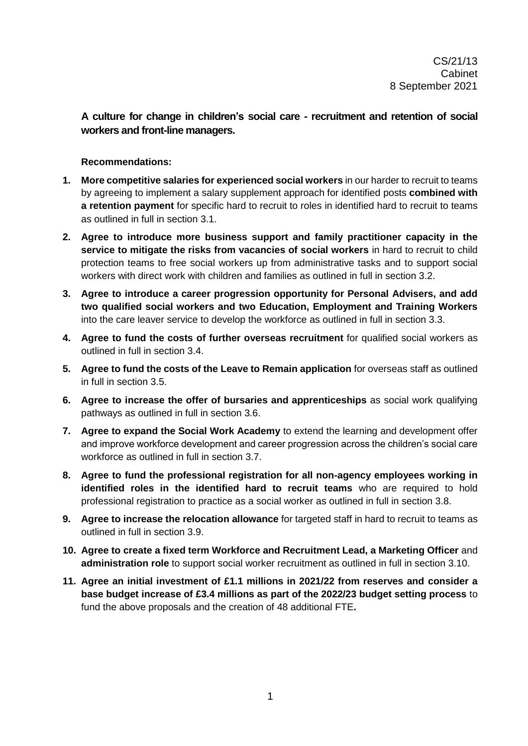CS/21/13
Cabinet
8 September 2021

**A culture for change in children's social care - recruitment and retention of social workers and front-line managers.**

**Recommendations:**

1. **More competitive salaries for experienced social workers** in our harder to recruit to teams by agreeing to implement a salary supplement approach for identified posts **combined with a retention payment** for specific hard to recruit to roles in identified hard to recruit to teams as outlined in full in section 3.1.
2. **Agree to introduce more business support and family practitioner capacity in the service to mitigate the risks from vacancies of social workers** in hard to recruit to child protection teams to free social workers up from administrative tasks and to support social workers with direct work with children and families as outlined in full in section 3.2.
3. **Agree to introduce a career progression opportunity for Personal Advisers, and add two qualified social workers and two Education, Employment and Training Workers** into the care leaver service to develop the workforce as outlined in full in section 3.3.
4. **Agree to fund the costs of further overseas recruitment** for qualified social workers as outlined in full in section 3.4.
5. **Agree to fund the costs of the Leave to Remain application** for overseas staff as outlined in full in section 3.5.
6. **Agree to increase the offer of bursaries and apprenticeships** as social work qualifying pathways as outlined in full in section 3.6.
7. **Agree to expand the Social Work Academy** to extend the learning and development offer and improve workforce development and career progression across the children's social care workforce as outlined in full in section 3.7.
8. **Agree to fund the professional registration for all non-agency employees working in identified roles in the identified hard to recruit teams** who are required to hold professional registration to practice as a social worker as outlined in full in section 3.8.
9. **Agree to increase the relocation allowance** for targeted staff in hard to recruit to teams as outlined in full in section 3.9.
10. **Agree to create a fixed term Workforce and Recruitment Lead, a Marketing Officer** and **administration role** to support social worker recruitment as outlined in full in section 3.10.
11. **Agree an initial investment of £1.1 millions in 2021/22 from reserves and consider a base budget increase of £3.4 millions as part of the 2022/23 budget setting process** to fund the above proposals and the creation of 48 additional FTE**.**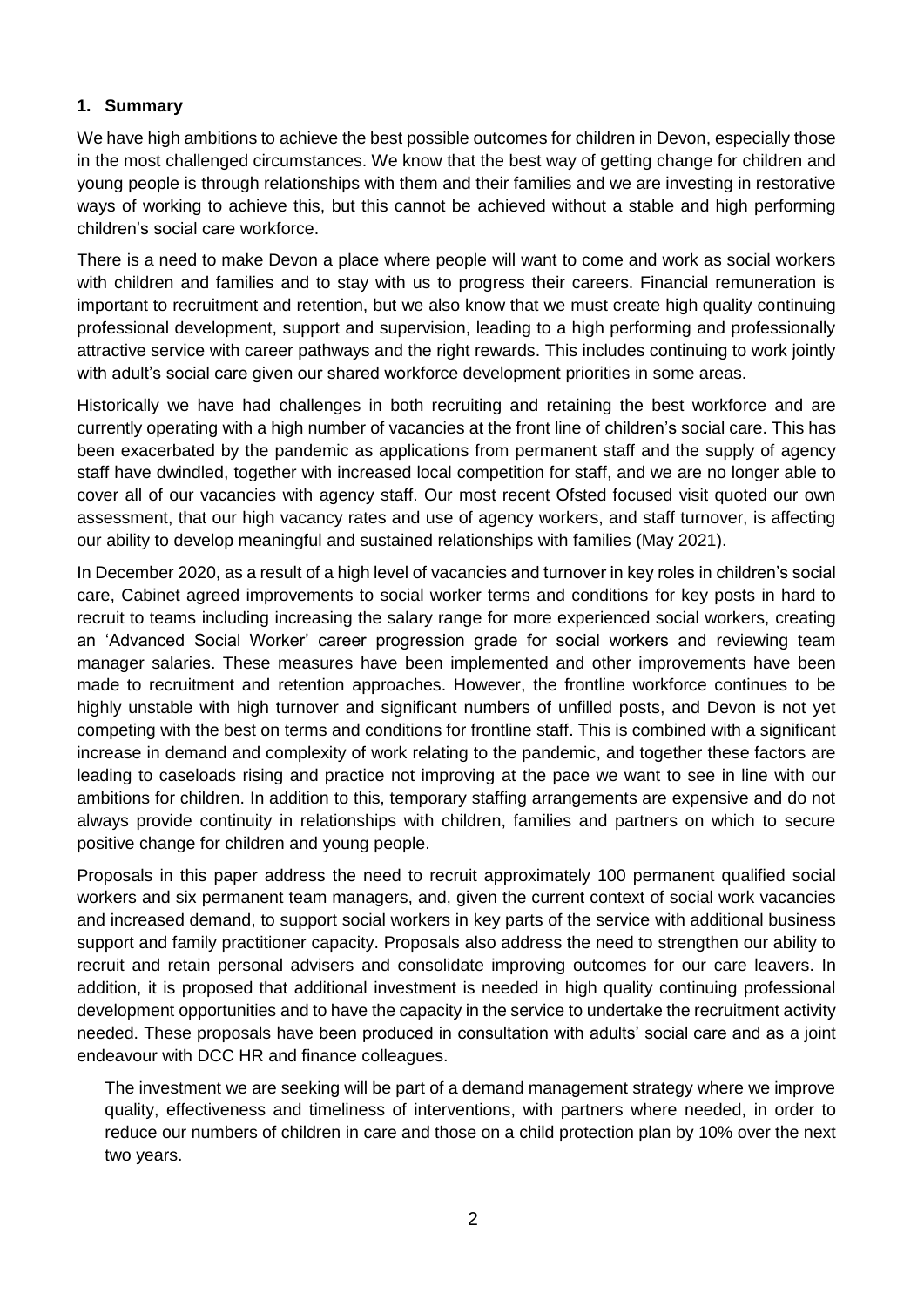### 1. Summary

We have high ambitions to achieve the best possible outcomes for children in Devon, especially those in the most challenged circumstances. We know that the best way of getting change for children and young people is through relationships with them and their families and we are investing in restorative ways of working to achieve this, but this cannot be achieved without a stable and high performing children's social care workforce.

There is a need to make Devon a place where people will want to come and work as social workers with children and families and to stay with us to progress their careers. Financial remuneration is important to recruitment and retention, but we also know that we must create high quality continuing professional development, support and supervision, leading to a high performing and professionally attractive service with career pathways and the right rewards. This includes continuing to work jointly with adult's social care given our shared workforce development priorities in some areas.

Historically we have had challenges in both recruiting and retaining the best workforce and are currently operating with a high number of vacancies at the front line of children's social care. This has been exacerbated by the pandemic as applications from permanent staff and the supply of agency staff have dwindled, together with increased local competition for staff, and we are no longer able to cover all of our vacancies with agency staff. Our most recent Ofsted focused visit quoted our own assessment, that our high vacancy rates and use of agency workers, and staff turnover, is affecting our ability to develop meaningful and sustained relationships with families (May 2021).

In December 2020, as a result of a high level of vacancies and turnover in key roles in children's social care, Cabinet agreed improvements to social worker terms and conditions for key posts in hard to recruit to teams including increasing the salary range for more experienced social workers, creating an 'Advanced Social Worker' career progression grade for social workers and reviewing team manager salaries. These measures have been implemented and other improvements have been made to recruitment and retention approaches. However, the frontline workforce continues to be highly unstable with high turnover and significant numbers of unfilled posts, and Devon is not yet competing with the best on terms and conditions for frontline staff. This is combined with a significant increase in demand and complexity of work relating to the pandemic, and together these factors are leading to caseloads rising and practice not improving at the pace we want to see in line with our ambitions for children. In addition to this, temporary staffing arrangements are expensive and do not always provide continuity in relationships with children, families and partners on which to secure positive change for children and young people.

Proposals in this paper address the need to recruit approximately 100 permanent qualified social workers and six permanent team managers, and, given the current context of social work vacancies and increased demand, to support social workers in key parts of the service with additional business support and family practitioner capacity. Proposals also address the need to strengthen our ability to recruit and retain personal advisers and consolidate improving outcomes for our care leavers. In addition, it is proposed that additional investment is needed in high quality continuing professional development opportunities and to have the capacity in the service to undertake the recruitment activity needed. These proposals have been produced in consultation with adults' social care and as a joint endeavour with DCC HR and finance colleagues.

The investment we are seeking will be part of a demand management strategy where we improve quality, effectiveness and timeliness of interventions, with partners where needed, in order to reduce our numbers of children in care and those on a child protection plan by 10% over the next two years.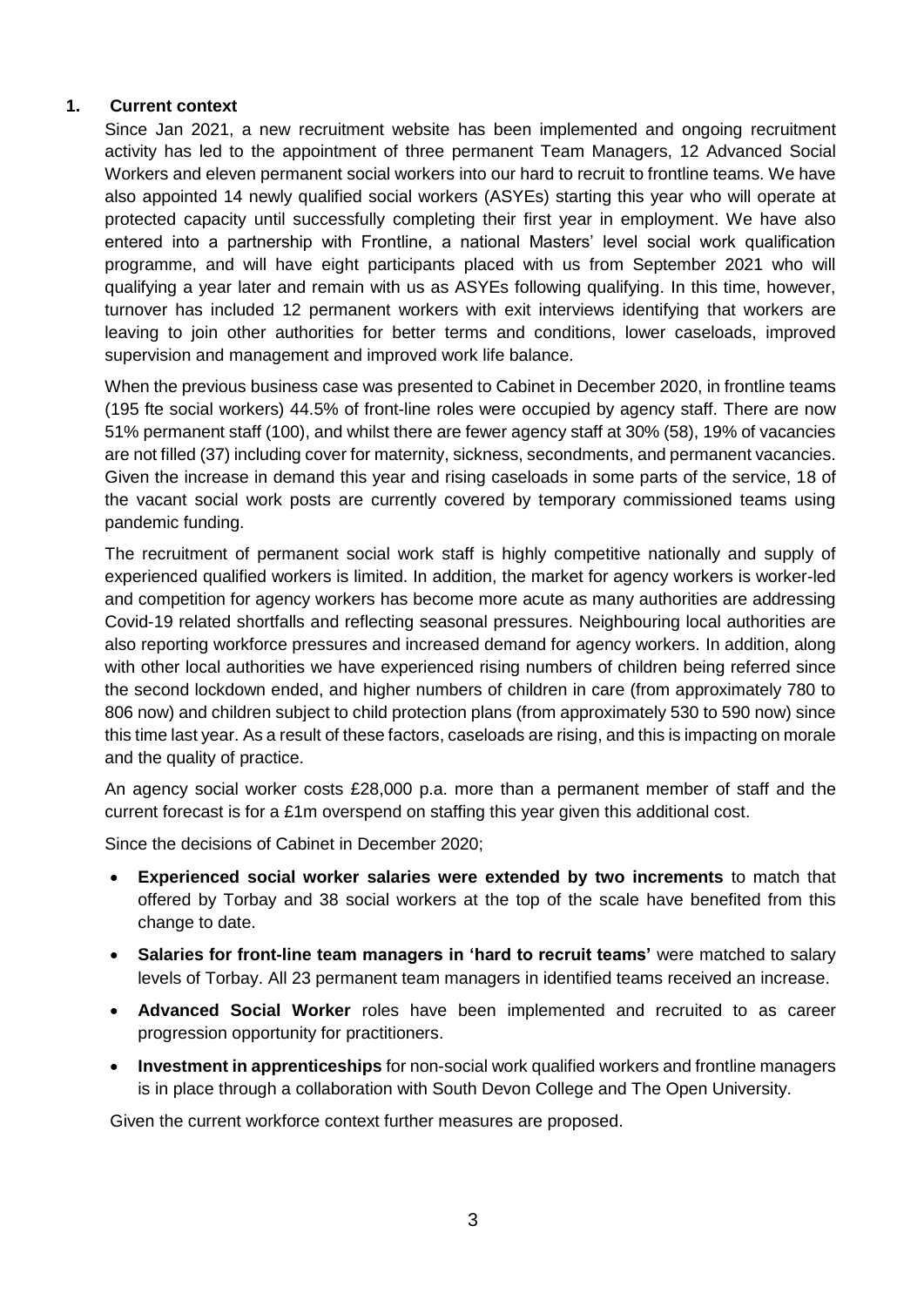## 1. Current context

Since Jan 2021, a new recruitment website has been implemented and ongoing recruitment activity has led to the appointment of three permanent Team Managers, 12 Advanced Social Workers and eleven permanent social workers into our hard to recruit to frontline teams. We have also appointed 14 newly qualified social workers (ASYEs) starting this year who will operate at protected capacity until successfully completing their first year in employment. We have also entered into a partnership with Frontline, a national Masters' level social work qualification programme, and will have eight participants placed with us from September 2021 who will qualifying a year later and remain with us as ASYEs following qualifying. In this time, however, turnover has included 12 permanent workers with exit interviews identifying that workers are leaving to join other authorities for better terms and conditions, lower caseloads, improved supervision and management and improved work life balance.

When the previous business case was presented to Cabinet in December 2020, in frontline teams (195 fte social workers) 44.5% of front-line roles were occupied by agency staff. There are now 51% permanent staff (100), and whilst there are fewer agency staff at 30% (58), 19% of vacancies are not filled (37) including cover for maternity, sickness, secondments, and permanent vacancies. Given the increase in demand this year and rising caseloads in some parts of the service, 18 of the vacant social work posts are currently covered by temporary commissioned teams using pandemic funding.

The recruitment of permanent social work staff is highly competitive nationally and supply of experienced qualified workers is limited. In addition, the market for agency workers is worker-led and competition for agency workers has become more acute as many authorities are addressing Covid-19 related shortfalls and reflecting seasonal pressures. Neighbouring local authorities are also reporting workforce pressures and increased demand for agency workers. In addition, along with other local authorities we have experienced rising numbers of children being referred since the second lockdown ended, and higher numbers of children in care (from approximately 780 to 806 now) and children subject to child protection plans (from approximately 530 to 590 now) since this time last year. As a result of these factors, caseloads are rising, and this is impacting on morale and the quality of practice.

An agency social worker costs £28,000 p.a. more than a permanent member of staff and the current forecast is for a £1m overspend on staffing this year given this additional cost.

Since the decisions of Cabinet in December 2020;

- **Experienced social worker salaries were extended by two increments** to match that offered by Torbay and 38 social workers at the top of the scale have benefited from this change to date.
- **Salaries for front-line team managers in 'hard to recruit teams'** were matched to salary levels of Torbay. All 23 permanent team managers in identified teams received an increase.
- **Advanced Social Worker** roles have been implemented and recruited to as career progression opportunity for practitioners.
- **Investment in apprenticeships** for non-social work qualified workers and frontline managers is in place through a collaboration with South Devon College and The Open University.

Given the current workforce context further measures are proposed.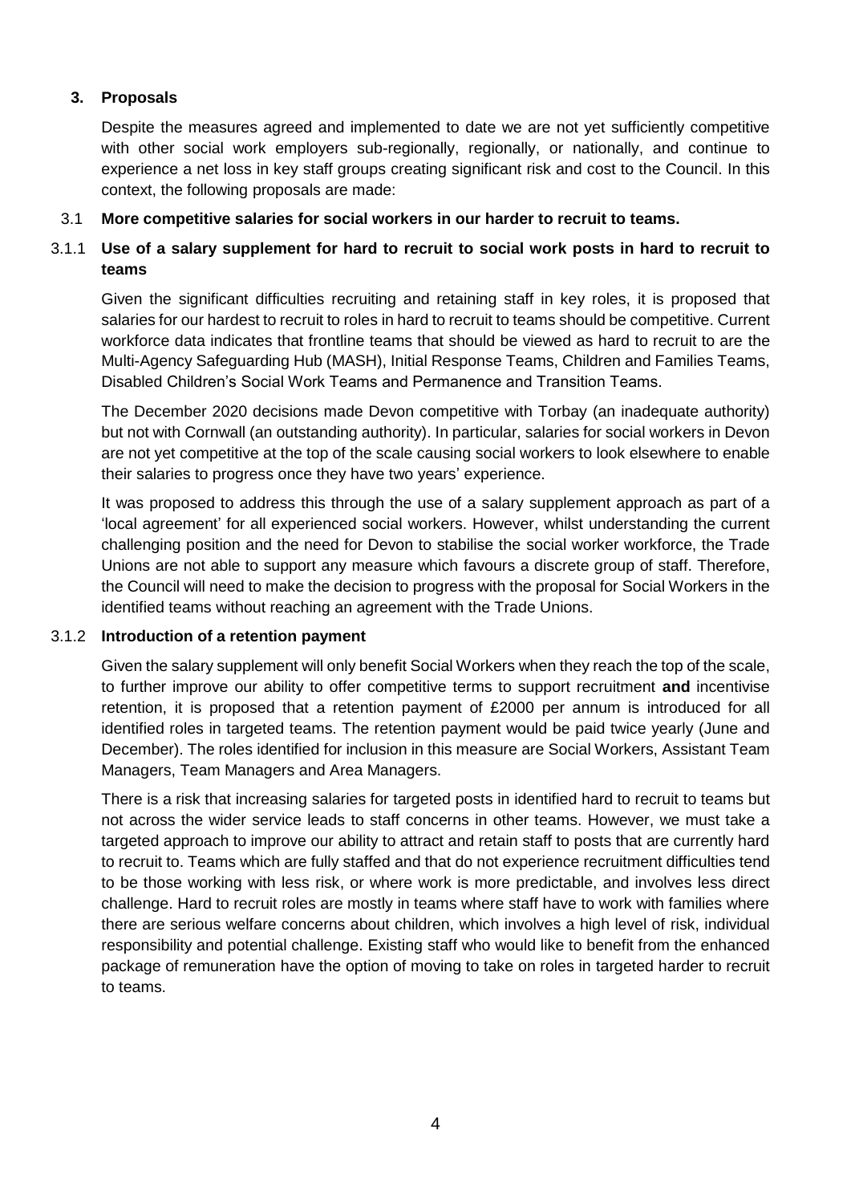## 3. Proposals

Despite the measures agreed and implemented to date we are not yet sufficiently competitive with other social work employers sub-regionally, regionally, or nationally, and continue to experience a net loss in key staff groups creating significant risk and cost to the Council. In this context, the following proposals are made:

### 3.1 More competitive salaries for social workers in our harder to recruit to teams.

#### 3.1.1 Use of a salary supplement for hard to recruit to social work posts in hard to recruit to teams

Given the significant difficulties recruiting and retaining staff in key roles, it is proposed that salaries for our hardest to recruit to roles in hard to recruit to teams should be competitive. Current workforce data indicates that frontline teams that should be viewed as hard to recruit to are the Multi-Agency Safeguarding Hub (MASH), Initial Response Teams, Children and Families Teams, Disabled Children's Social Work Teams and Permanence and Transition Teams.

The December 2020 decisions made Devon competitive with Torbay (an inadequate authority) but not with Cornwall (an outstanding authority). In particular, salaries for social workers in Devon are not yet competitive at the top of the scale causing social workers to look elsewhere to enable their salaries to progress once they have two years' experience.

It was proposed to address this through the use of a salary supplement approach as part of a 'local agreement' for all experienced social workers. However, whilst understanding the current challenging position and the need for Devon to stabilise the social worker workforce, the Trade Unions are not able to support any measure which favours a discrete group of staff. Therefore, the Council will need to make the decision to progress with the proposal for Social Workers in the identified teams without reaching an agreement with the Trade Unions.

#### 3.1.2 Introduction of a retention payment

Given the salary supplement will only benefit Social Workers when they reach the top of the scale, to further improve our ability to offer competitive terms to support recruitment **and** incentivise retention, it is proposed that a retention payment of £2000 per annum is introduced for all identified roles in targeted teams. The retention payment would be paid twice yearly (June and December). The roles identified for inclusion in this measure are Social Workers, Assistant Team Managers, Team Managers and Area Managers.

There is a risk that increasing salaries for targeted posts in identified hard to recruit to teams but not across the wider service leads to staff concerns in other teams. However, we must take a targeted approach to improve our ability to attract and retain staff to posts that are currently hard to recruit to. Teams which are fully staffed and that do not experience recruitment difficulties tend to be those working with less risk, or where work is more predictable, and involves less direct challenge. Hard to recruit roles are mostly in teams where staff have to work with families where there are serious welfare concerns about children, which involves a high level of risk, individual responsibility and potential challenge. Existing staff who would like to benefit from the enhanced package of remuneration have the option of moving to take on roles in targeted harder to recruit to teams.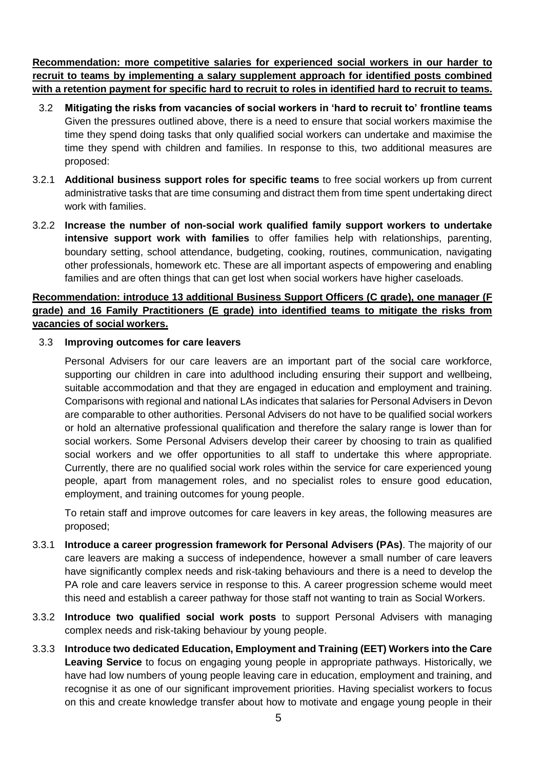**Recommendation: more competitive salaries for experienced social workers in our harder to recruit to teams by implementing a salary supplement approach for identified posts combined with a retention payment for specific hard to recruit to roles in identified hard to recruit to teams.**

3.2 **Mitigating the risks from vacancies of social workers in 'hard to recruit to' frontline teams** Given the pressures outlined above, there is a need to ensure that social workers maximise the time they spend doing tasks that only qualified social workers can undertake and maximise the time they spend with children and families. In response to this, two additional measures are proposed:

3.2.1 **Additional business support roles for specific teams** to free social workers up from current administrative tasks that are time consuming and distract them from time spent undertaking direct work with families.

3.2.2 **Increase the number of non-social work qualified family support workers to undertake intensive support work with families** to offer families help with relationships, parenting, boundary setting, school attendance, budgeting, cooking, routines, communication, navigating other professionals, homework etc. These are all important aspects of empowering and enabling families and are often things that can get lost when social workers have higher caseloads.

**Recommendation: introduce 13 additional Business Support Officers (C grade), one manager (F grade) and 16 Family Practitioners (E grade) into identified teams to mitigate the risks from vacancies of social workers.**

3.3 **Improving outcomes for care leavers**

Personal Advisers for our care leavers are an important part of the social care workforce, supporting our children in care into adulthood including ensuring their support and wellbeing, suitable accommodation and that they are engaged in education and employment and training. Comparisons with regional and national LAs indicates that salaries for Personal Advisers in Devon are comparable to other authorities. Personal Advisers do not have to be qualified social workers or hold an alternative professional qualification and therefore the salary range is lower than for social workers. Some Personal Advisers develop their career by choosing to train as qualified social workers and we offer opportunities to all staff to undertake this where appropriate. Currently, there are no qualified social work roles within the service for care experienced young people, apart from management roles, and no specialist roles to ensure good education, employment, and training outcomes for young people.

To retain staff and improve outcomes for care leavers in key areas, the following measures are proposed;

3.3.1 **Introduce a career progression framework for Personal Advisers (PAs)**. The majority of our care leavers are making a success of independence, however a small number of care leavers have significantly complex needs and risk-taking behaviours and there is a need to develop the PA role and care leavers service in response to this. A career progression scheme would meet this need and establish a career pathway for those staff not wanting to train as Social Workers.

3.3.2 **Introduce two qualified social work posts** to support Personal Advisers with managing complex needs and risk-taking behaviour by young people.

3.3.3 **Introduce two dedicated Education, Employment and Training (EET) Workers into the Care Leaving Service** to focus on engaging young people in appropriate pathways. Historically, we have had low numbers of young people leaving care in education, employment and training, and recognise it as one of our significant improvement priorities. Having specialist workers to focus on this and create knowledge transfer about how to motivate and engage young people in their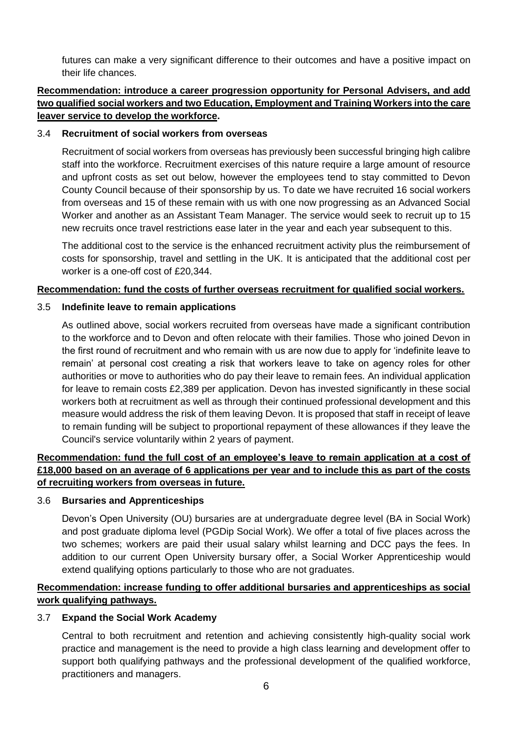futures can make a very significant difference to their outcomes and have a positive impact on their life chances.

**Recommendation: introduce a career progression opportunity for Personal Advisers, and add two qualified social workers and two Education, Employment and Training Workers into the care leaver service to develop the workforce.**

### 3.4 Recruitment of social workers from overseas

Recruitment of social workers from overseas has previously been successful bringing high calibre staff into the workforce. Recruitment exercises of this nature require a large amount of resource and upfront costs as set out below, however the employees tend to stay committed to Devon County Council because of their sponsorship by us. To date we have recruited 16 social workers from overseas and 15 of these remain with us with one now progressing as an Advanced Social Worker and another as an Assistant Team Manager. The service would seek to recruit up to 15 new recruits once travel restrictions ease later in the year and each year subsequent to this.

The additional cost to the service is the enhanced recruitment activity plus the reimbursement of costs for sponsorship, travel and settling in the UK. It is anticipated that the additional cost per worker is a one-off cost of £20,344.

**Recommendation: fund the costs of further overseas recruitment for qualified social workers.**

### 3.5 Indefinite leave to remain applications

As outlined above, social workers recruited from overseas have made a significant contribution to the workforce and to Devon and often relocate with their families. Those who joined Devon in the first round of recruitment and who remain with us are now due to apply for 'indefinite leave to remain' at personal cost creating a risk that workers leave to take on agency roles for other authorities or move to authorities who do pay their leave to remain fees. An individual application for leave to remain costs £2,389 per application. Devon has invested significantly in these social workers both at recruitment as well as through their continued professional development and this measure would address the risk of them leaving Devon. It is proposed that staff in receipt of leave to remain funding will be subject to proportional repayment of these allowances if they leave the Council's service voluntarily within 2 years of payment.

**Recommendation: fund the full cost of an employee's leave to remain application at a cost of £18,000 based on an average of 6 applications per year and to include this as part of the costs of recruiting workers from overseas in future.**

### 3.6 Bursaries and Apprenticeships

Devon's Open University (OU) bursaries are at undergraduate degree level (BA in Social Work) and post graduate diploma level (PGDip Social Work). We offer a total of five places across the two schemes; workers are paid their usual salary whilst learning and DCC pays the fees. In addition to our current Open University bursary offer, a Social Worker Apprenticeship would extend qualifying options particularly to those who are not graduates.

**Recommendation: increase funding to offer additional bursaries and apprenticeships as social work qualifying pathways.**

### 3.7 Expand the Social Work Academy

Central to both recruitment and retention and achieving consistently high-quality social work practice and management is the need to provide a high class learning and development offer to support both qualifying pathways and the professional development of the qualified workforce, practitioners and managers.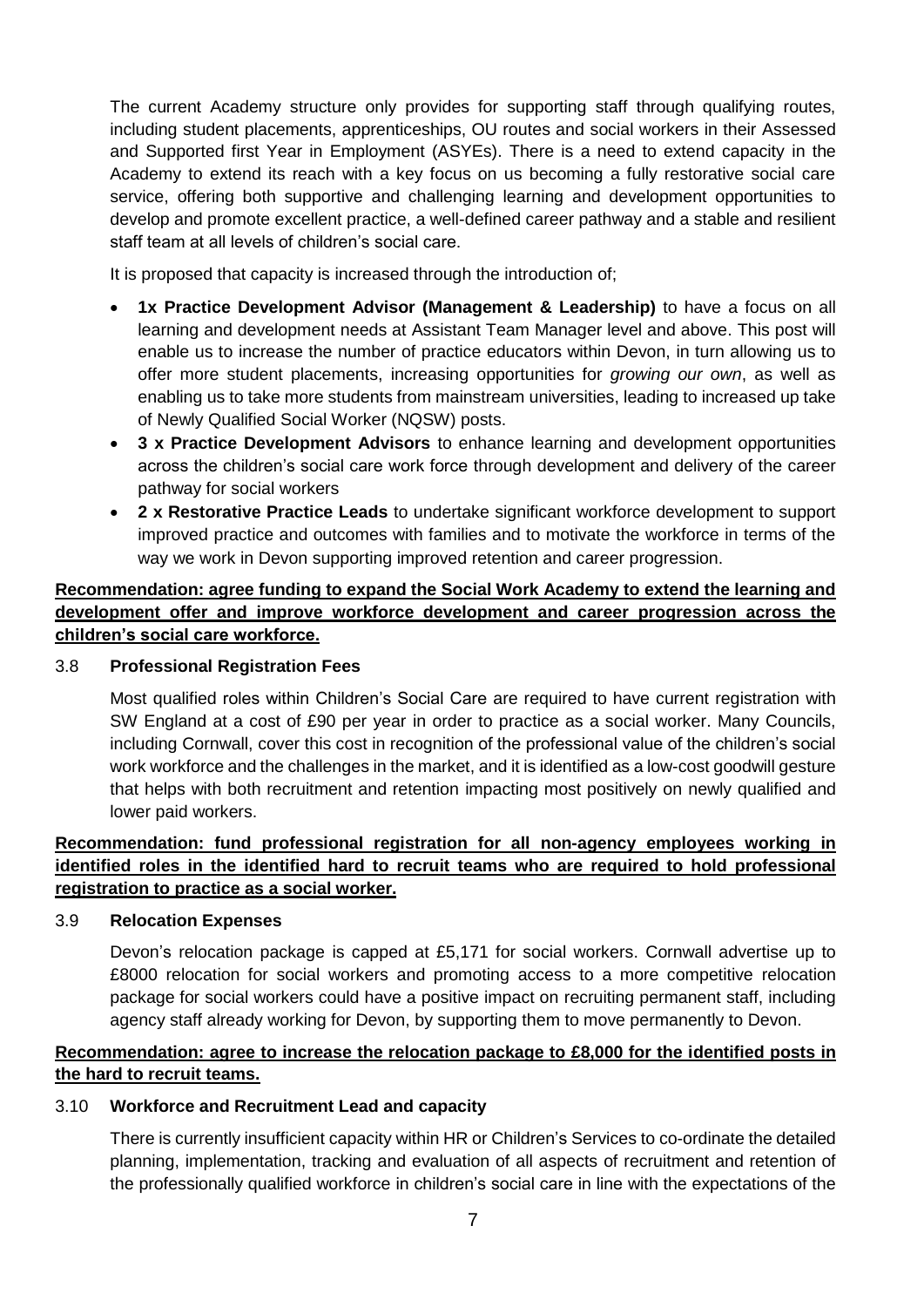The current Academy structure only provides for supporting staff through qualifying routes, including student placements, apprenticeships, OU routes and social workers in their Assessed and Supported first Year in Employment (ASYEs). There is a need to extend capacity in the Academy to extend its reach with a key focus on us becoming a fully restorative social care service, offering both supportive and challenging learning and development opportunities to develop and promote excellent practice, a well-defined career pathway and a stable and resilient staff team at all levels of children's social care.

It is proposed that capacity is increased through the introduction of;

- **1x Practice Development Advisor (Management & Leadership)** to have a focus on all learning and development needs at Assistant Team Manager level and above. This post will enable us to increase the number of practice educators within Devon, in turn allowing us to offer more student placements, increasing opportunities for *growing our own*, as well as enabling us to take more students from mainstream universities, leading to increased up take of Newly Qualified Social Worker (NQSW) posts.
- **3 x Practice Development Advisors** to enhance learning and development opportunities across the children's social care work force through development and delivery of the career pathway for social workers
- **2 x Restorative Practice Leads** to undertake significant workforce development to support improved practice and outcomes with families and to motivate the workforce in terms of the way we work in Devon supporting improved retention and career progression.

**Recommendation: agree funding to expand the Social Work Academy to extend the learning and development offer and improve workforce development and career progression across the children's social care workforce.**

### 3.8 Professional Registration Fees

Most qualified roles within Children's Social Care are required to have current registration with SW England at a cost of £90 per year in order to practice as a social worker. Many Councils, including Cornwall, cover this cost in recognition of the professional value of the children's social work workforce and the challenges in the market, and it is identified as a low-cost goodwill gesture that helps with both recruitment and retention impacting most positively on newly qualified and lower paid workers.

**Recommendation: fund professional registration for all non-agency employees working in identified roles in the identified hard to recruit teams who are required to hold professional registration to practice as a social worker.**

### 3.9 Relocation Expenses

Devon's relocation package is capped at £5,171 for social workers. Cornwall advertise up to £8000 relocation for social workers and promoting access to a more competitive relocation package for social workers could have a positive impact on recruiting permanent staff, including agency staff already working for Devon, by supporting them to move permanently to Devon.

**Recommendation: agree to increase the relocation package to £8,000 for the identified posts in the hard to recruit teams.**

### 3.10 Workforce and Recruitment Lead and capacity

There is currently insufficient capacity within HR or Children's Services to co-ordinate the detailed planning, implementation, tracking and evaluation of all aspects of recruitment and retention of the professionally qualified workforce in children's social care in line with the expectations of the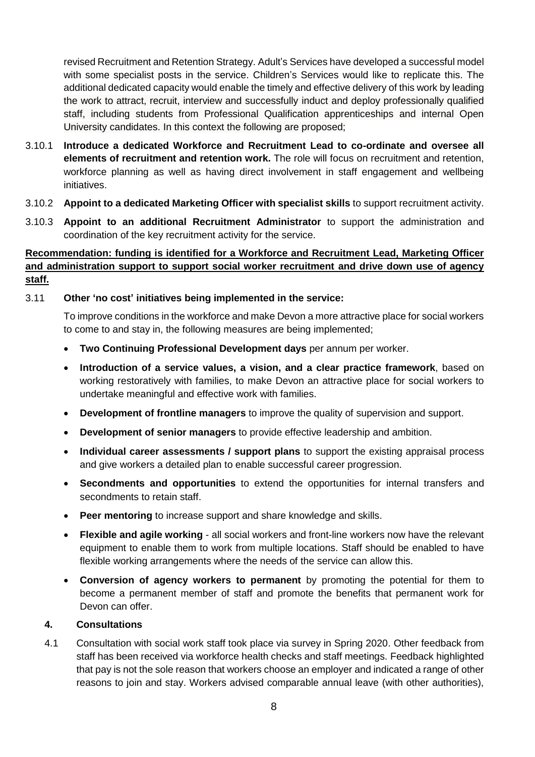revised Recruitment and Retention Strategy. Adult's Services have developed a successful model with some specialist posts in the service. Children's Services would like to replicate this. The additional dedicated capacity would enable the timely and effective delivery of this work by leading the work to attract, recruit, interview and successfully induct and deploy professionally qualified staff, including students from Professional Qualification apprenticeships and internal Open University candidates. In this context the following are proposed;

3.10.1 **Introduce a dedicated Workforce and Recruitment Lead to co-ordinate and oversee all elements of recruitment and retention work.** The role will focus on recruitment and retention, workforce planning as well as having direct involvement in staff engagement and wellbeing initiatives.

3.10.2 **Appoint to a dedicated Marketing Officer with specialist skills** to support recruitment activity.

3.10.3 **Appoint to an additional Recruitment Administrator** to support the administration and coordination of the key recruitment activity for the service.

**<u>Recommendation: funding is identified for a Workforce and Recruitment Lead, Marketing Officer and administration support to support social worker recruitment and drive down use of agency staff.</u>**

3.11 **Other 'no cost' initiatives being implemented in the service:**

To improve conditions in the workforce and make Devon a more attractive place for social workers to come to and stay in, the following measures are being implemented;

- **Two Continuing Professional Development days** per annum per worker.
- **Introduction of a service values, a vision, and a clear practice framework**, based on working restoratively with families, to make Devon an attractive place for social workers to undertake meaningful and effective work with families.
- **Development of frontline managers** to improve the quality of supervision and support.
- **Development of senior managers** to provide effective leadership and ambition.
- **Individual career assessments / support plans** to support the existing appraisal process and give workers a detailed plan to enable successful career progression.
- **Secondments and opportunities** to extend the opportunities for internal transfers and secondments to retain staff.
- **Peer mentoring** to increase support and share knowledge and skills.
- **Flexible and agile working** - all social workers and front-line workers now have the relevant equipment to enable them to work from multiple locations. Staff should be enabled to have flexible working arrangements where the needs of the service can allow this.
- **Conversion of agency workers to permanent** by promoting the potential for them to become a permanent member of staff and promote the benefits that permanent work for Devon can offer.

## 4. Consultations

4.1 Consultation with social work staff took place via survey in Spring 2020. Other feedback from staff has been received via workforce health checks and staff meetings. Feedback highlighted that pay is not the sole reason that workers choose an employer and indicated a range of other reasons to join and stay. Workers advised comparable annual leave (with other authorities),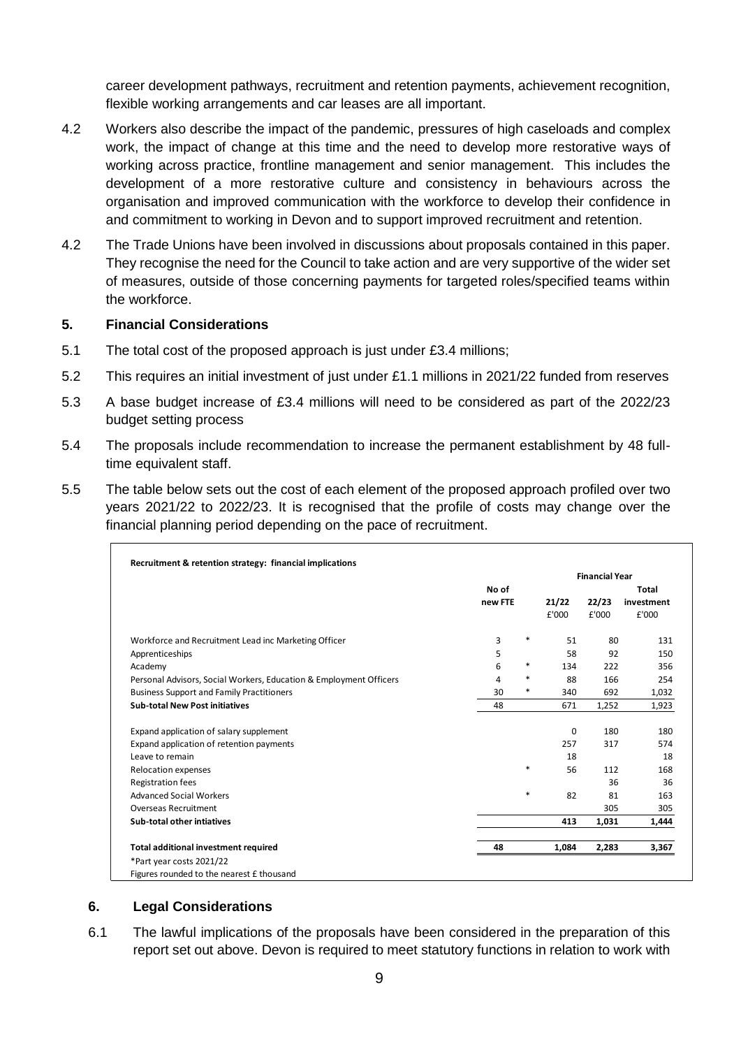career development pathways, recruitment and retention payments, achievement recognition, flexible working arrangements and car leases are all important.

4.2 Workers also describe the impact of the pandemic, pressures of high caseloads and complex work, the impact of change at this time and the need to develop more restorative ways of working across practice, frontline management and senior management. This includes the development of a more restorative culture and consistency in behaviours across the organisation and improved communication with the workforce to develop their confidence in and commitment to working in Devon and to support improved recruitment and retention.

4.2 The Trade Unions have been involved in discussions about proposals contained in this paper. They recognise the need for the Council to take action and are very supportive of the wider set of measures, outside of those concerning payments for targeted roles/specified teams within the workforce.

## 5. Financial Considerations

5.1 The total cost of the proposed approach is just under £3.4 millions;

5.2 This requires an initial investment of just under £1.1 millions in 2021/22 funded from reserves

5.3 A base budget increase of £3.4 millions will need to be considered as part of the 2022/23 budget setting process

5.4 The proposals include recommendation to increase the permanent establishment by 48 full-time equivalent staff.

5.5 The table below sets out the cost of each element of the proposed approach profiled over two years 2021/22 to 2022/23. It is recognised that the profile of costs may change over the financial planning period depending on the pace of recruitment.

**Recruitment & retention strategy: financial implications**

| | No of new FTE | | Financial Year 21/22 £'000 | 22/23 £'000 | Total investment £'000 |
|---|---|---|---|---|---|
| Workforce and Recruitment Lead inc Marketing Officer | 3 | * | 51 | 80 | 131 |
| Apprenticeships | 5 | | 58 | 92 | 150 |
| Academy | 6 | * | 134 | 222 | 356 |
| Personal Advisors, Social Workers, Education & Employment Officers | 4 | * | 88 | 166 | 254 |
| Business Support and Family Practitioners | 30 | * | 340 | 692 | 1,032 |
| **Sub-total New Post initiatives** | 48 | | 671 | 1,252 | 1,923 |
| Expand application of salary supplement | | | 0 | 180 | 180 |
| Expand application of retention payments | | | 257 | 317 | 574 |
| Leave to remain | | | 18 | | 18 |
| Relocation expenses | | * | 56 | 112 | 168 |
| Registration fees | | | | 36 | 36 |
| Advanced Social Workers | | * | 82 | 81 | 163 |
| Overseas Recruitment | | | | 305 | 305 |
| **Sub-total other intiatives** | | | **413** | **1,031** | **1,444** |
| **Total additional investment required** | **48** | | **1,084** | **2,283** | **3,367** |

*Part year costs 2021/22
Figures rounded to the nearest £ thousand

## 6. Legal Considerations

6.1 The lawful implications of the proposals have been considered in the preparation of this report set out above. Devon is required to meet statutory functions in relation to work with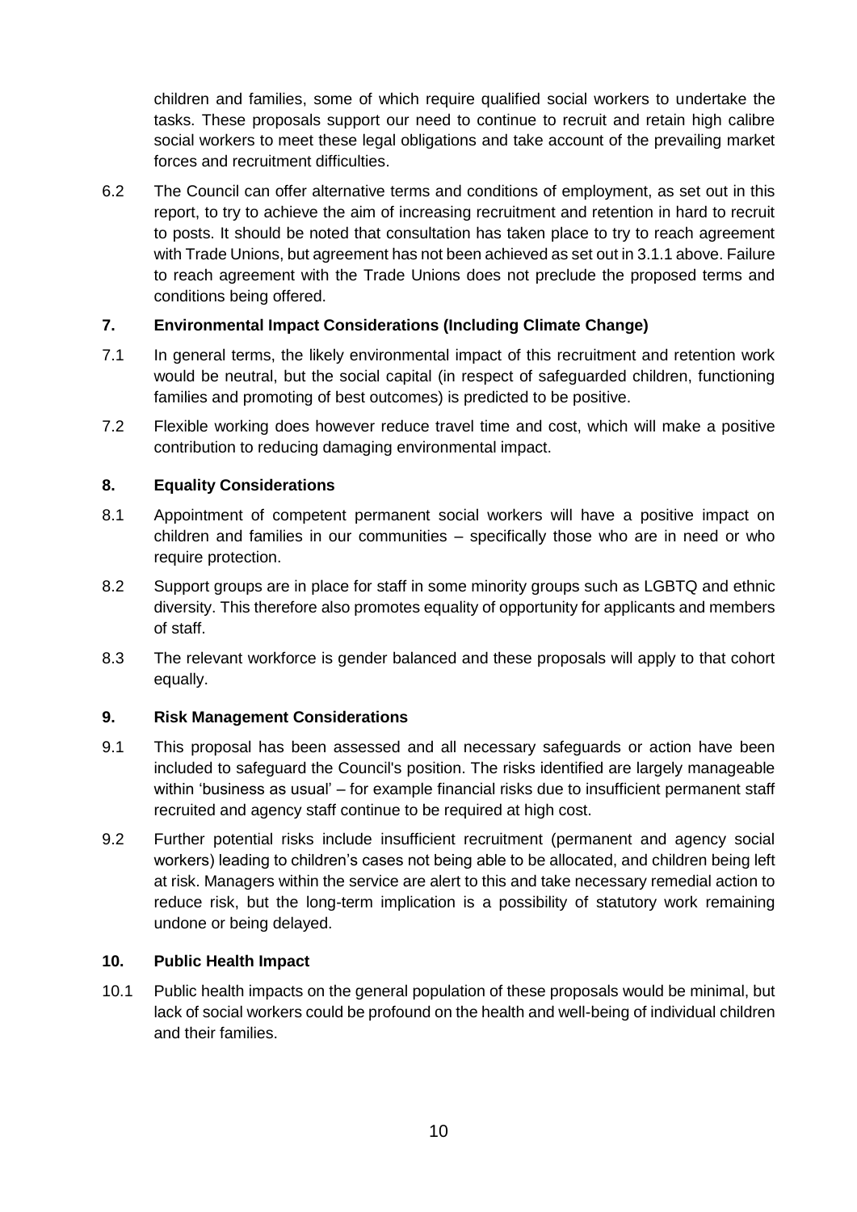children and families, some of which require qualified social workers to undertake the tasks. These proposals support our need to continue to recruit and retain high calibre social workers to meet these legal obligations and take account of the prevailing market forces and recruitment difficulties.

6.2 The Council can offer alternative terms and conditions of employment, as set out in this report, to try to achieve the aim of increasing recruitment and retention in hard to recruit to posts. It should be noted that consultation has taken place to try to reach agreement with Trade Unions, but agreement has not been achieved as set out in 3.1.1 above. Failure to reach agreement with the Trade Unions does not preclude the proposed terms and conditions being offered.

## 7. Environmental Impact Considerations (Including Climate Change)

7.1 In general terms, the likely environmental impact of this recruitment and retention work would be neutral, but the social capital (in respect of safeguarded children, functioning families and promoting of best outcomes) is predicted to be positive.

7.2 Flexible working does however reduce travel time and cost, which will make a positive contribution to reducing damaging environmental impact.

## 8. Equality Considerations

8.1 Appointment of competent permanent social workers will have a positive impact on children and families in our communities – specifically those who are in need or who require protection.

8.2 Support groups are in place for staff in some minority groups such as LGBTQ and ethnic diversity. This therefore also promotes equality of opportunity for applicants and members of staff.

8.3 The relevant workforce is gender balanced and these proposals will apply to that cohort equally.

## 9. Risk Management Considerations

9.1 This proposal has been assessed and all necessary safeguards or action have been included to safeguard the Council's position. The risks identified are largely manageable within 'business as usual' – for example financial risks due to insufficient permanent staff recruited and agency staff continue to be required at high cost.

9.2 Further potential risks include insufficient recruitment (permanent and agency social workers) leading to children's cases not being able to be allocated, and children being left at risk. Managers within the service are alert to this and take necessary remedial action to reduce risk, but the long-term implication is a possibility of statutory work remaining undone or being delayed.

## 10. Public Health Impact

10.1 Public health impacts on the general population of these proposals would be minimal, but lack of social workers could be profound on the health and well-being of individual children and their families.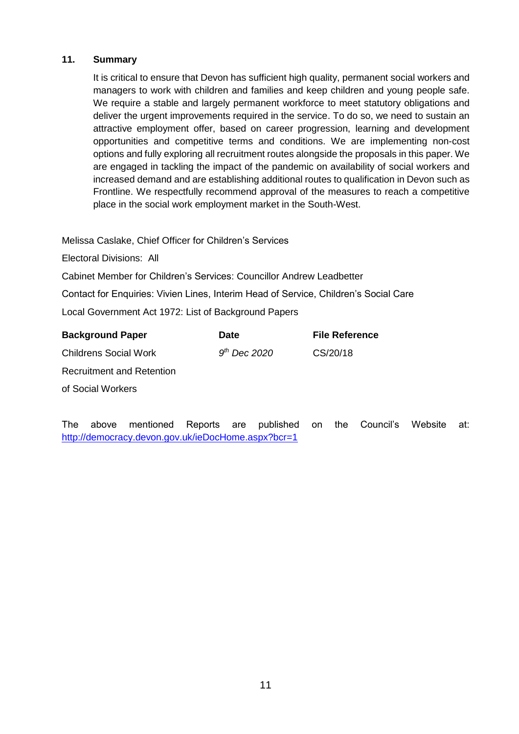## 11. Summary

It is critical to ensure that Devon has sufficient high quality, permanent social workers and managers to work with children and families and keep children and young people safe. We require a stable and largely permanent workforce to meet statutory obligations and deliver the urgent improvements required in the service. To do so, we need to sustain an attractive employment offer, based on career progression, learning and development opportunities and competitive terms and conditions. We are implementing non-cost options and fully exploring all recruitment routes alongside the proposals in this paper. We are engaged in tackling the impact of the pandemic on availability of social workers and increased demand and are establishing additional routes to qualification in Devon such as Frontline. We respectfully recommend approval of the measures to reach a competitive place in the social work employment market in the South-West.

Melissa Caslake, Chief Officer for Children's Services

Electoral Divisions: All

Cabinet Member for Children's Services: Councillor Andrew Leadbetter

Contact for Enquiries: Vivien Lines, Interim Head of Service, Children's Social Care

Local Government Act 1972: List of Background Papers

| Background Paper | Date | File Reference |
|---|---|---|
| Childrens Social Work Recruitment and Retention of Social Workers | *9th Dec 2020* | CS/20/18 |

The above mentioned Reports are published on the Council's Website at: http://democracy.devon.gov.uk/ieDocHome.aspx?bcr=1